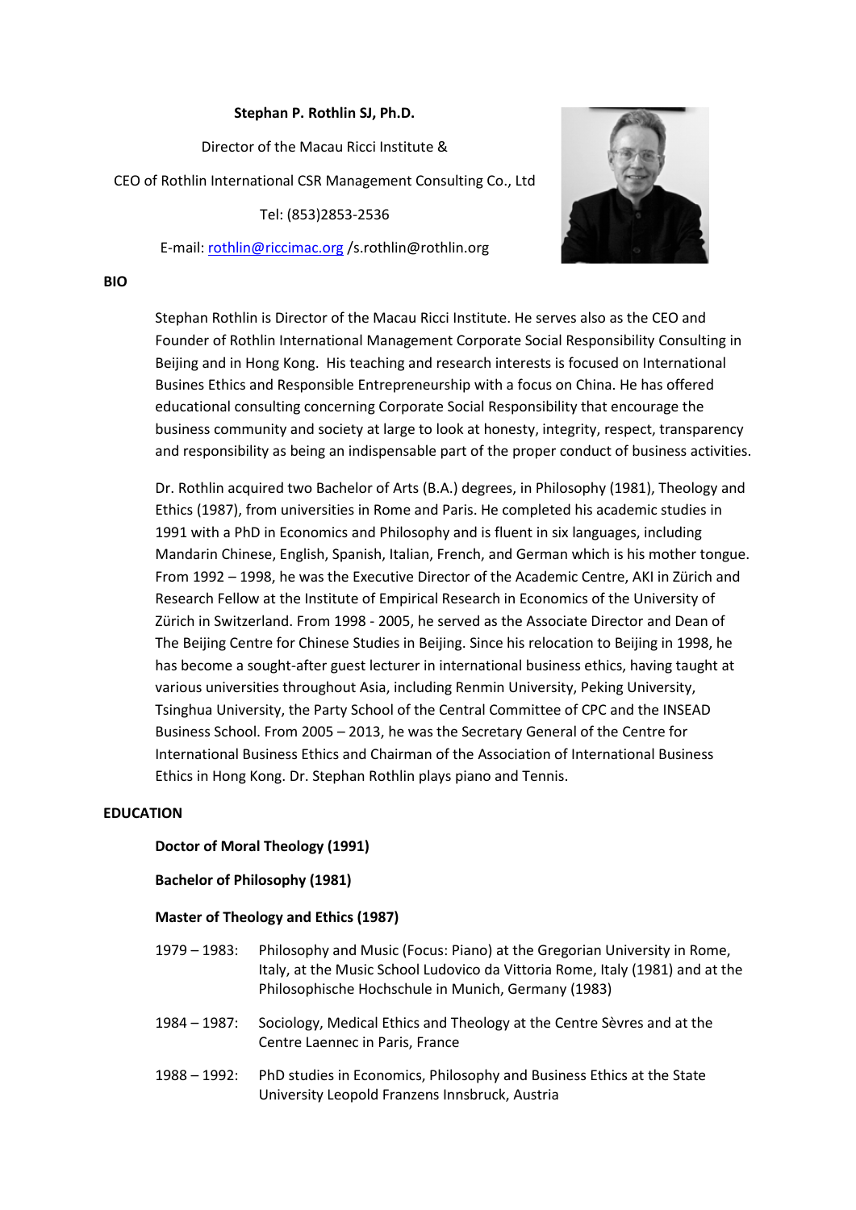**Stephan P. Rothlin SJ, Ph.D.**

Director of the Macau Ricci Institute &

CEO of Rothlin International CSR Management Consulting Co., Ltd

Tel: (853)2853-2536

E-mail: rothlin@riccimac.org /s.rothlin@rothlin.org

## BIO

Stephan Rothlin is Director of the Macau Ricci Institute. He serves also as the CEO and Founder of Rothlin International Management Corporate Social Responsibility Consulting in Beijing and in Hong Kong. His teaching and research interests is focused on International Busines Ethics and Responsible Entrepreneurship with a focus on China. He has offered educational consulting concerning Corporate Social Responsibility that encourage the business community and society at large to look at honesty, integrity, respect, transparency and responsibility as being an indispensable part of the proper conduct of business activities.

Dr. Rothlin acquired two Bachelor of Arts (B.A.) degrees, in Philosophy (1981), Theology and Ethics (1987), from universities in Rome and Paris. He completed his academic studies in 1991 with a PhD in Economics and Philosophy and is fluent in six languages, including Mandarin Chinese, English, Spanish, Italian, French, and German which is his mother tongue. From 1992 – 1998, he was the Executive Director of the Academic Centre, AKI in Zürich and Research Fellow at the Institute of Empirical Research in Economics of the University of Zürich in Switzerland. From 1998 - 2005, he served as the Associate Director and Dean of The Beijing Centre for Chinese Studies in Beijing. Since his relocation to Beijing in 1998, he has become a sought-after guest lecturer in international business ethics, having taught at various universities throughout Asia, including Renmin University, Peking University, Tsinghua University, the Party School of the Central Committee of CPC and the INSEAD Business School. From 2005 – 2013, he was the Secretary General of the Centre for International Business Ethics and Chairman of the Association of International Business Ethics in Hong Kong. Dr. Stephan Rothlin plays piano and Tennis.

## EDUCATION

**Doctor of Moral Theology (1991)**

**Bachelor of Philosophy (1981)**

**Master of Theology and Ethics (1987)**

1979 – 1983: Philosophy and Music (Focus: Piano) at the Gregorian University in Rome, Italy, at the Music School Ludovico da Vittoria Rome, Italy (1981) and at the Philosophische Hochschule in Munich, Germany (1983)

1984 – 1987: Sociology, Medical Ethics and Theology at the Centre Sèvres and at the Centre Laennec in Paris, France

1988 – 1992: PhD studies in Economics, Philosophy and Business Ethics at the State University Leopold Franzens Innsbruck, Austria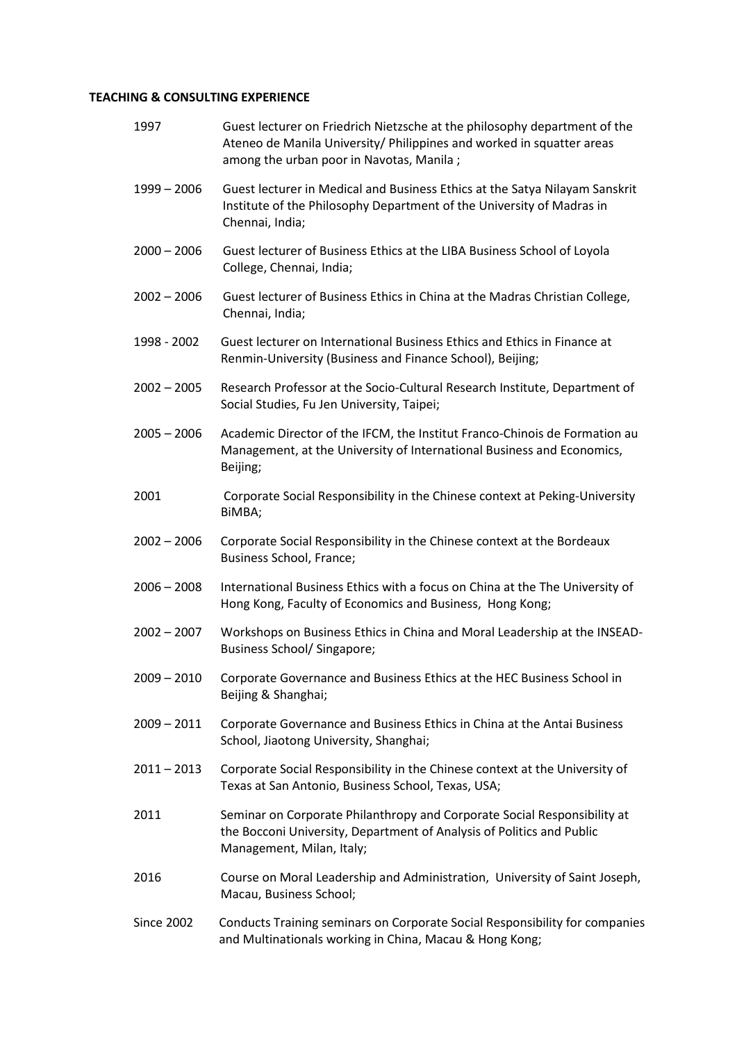**TEACHING & CONSULTING EXPERIENCE**

| | |
|---|---|
| 1997 | Guest lecturer on Friedrich Nietzsche at the philosophy department of the Ateneo de Manila University/ Philippines and worked in squatter areas among the urban poor in Navotas, Manila ; |
| 1999 – 2006 | Guest lecturer in Medical and Business Ethics at the Satya Nilayam Sanskrit Institute of the Philosophy Department of the University of Madras in Chennai, India; |
| 2000 – 2006 | Guest lecturer of Business Ethics at the LIBA Business School of Loyola College, Chennai, India; |
| 2002 – 2006 | Guest lecturer of Business Ethics in China at the Madras Christian College, Chennai, India; |
| 1998 - 2002 | Guest lecturer on International Business Ethics and Ethics in Finance at Renmin-University (Business and Finance School), Beijing; |
| 2002 – 2005 | Research Professor at the Socio-Cultural Research Institute, Department of Social Studies, Fu Jen University, Taipei; |
| 2005 – 2006 | Academic Director of the IFCM, the Institut Franco-Chinois de Formation au Management, at the University of International Business and Economics, Beijing; |
| 2001 | Corporate Social Responsibility in the Chinese context at Peking-University BiMBA; |
| 2002 – 2006 | Corporate Social Responsibility in the Chinese context at the Bordeaux Business School, France; |
| 2006 – 2008 | International Business Ethics with a focus on China at the The University of Hong Kong, Faculty of Economics and Business, Hong Kong; |
| 2002 – 2007 | Workshops on Business Ethics in China and Moral Leadership at the INSEAD-Business School/ Singapore; |
| 2009 – 2010 | Corporate Governance and Business Ethics at the HEC Business School in Beijing & Shanghai; |
| 2009 – 2011 | Corporate Governance and Business Ethics in China at the Antai Business School, Jiaotong University, Shanghai; |
| 2011 – 2013 | Corporate Social Responsibility in the Chinese context at the University of Texas at San Antonio, Business School, Texas, USA; |
| 2011 | Seminar on Corporate Philanthropy and Corporate Social Responsibility at the Bocconi University, Department of Analysis of Politics and Public Management, Milan, Italy; |
| 2016 | Course on Moral Leadership and Administration, University of Saint Joseph, Macau, Business School; |
| Since 2002 | Conducts Training seminars on Corporate Social Responsibility for companies and Multinationals working in China, Macau & Hong Kong; |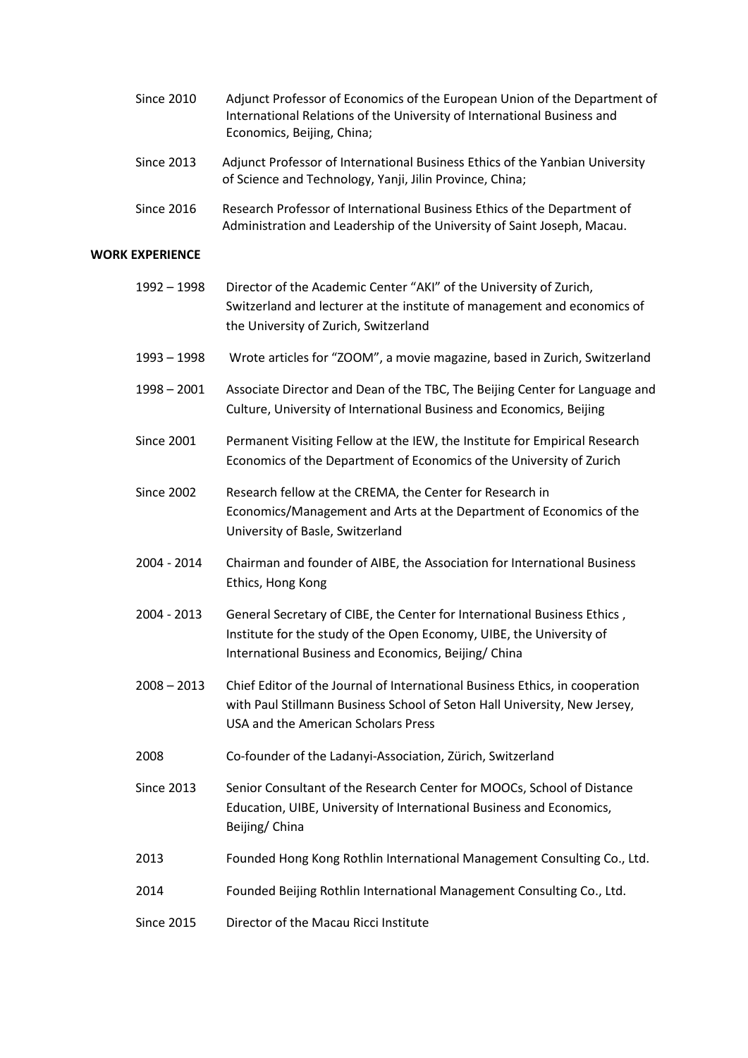| | |
|---|---|
| Since 2010 | Adjunct Professor of Economics of the European Union of the Department of International Relations of the University of International Business and Economics, Beijing, China; |
| Since 2013 | Adjunct Professor of International Business Ethics of the Yanbian University of Science and Technology, Yanji, Jilin Province, China; |
| Since 2016 | Research Professor of International Business Ethics of the Department of Administration and Leadership of the University of Saint Joseph, Macau. |

**WORK EXPERIENCE**

| | |
|---|---|
| 1992 – 1998 | Director of the Academic Center "AKI" of the University of Zurich, Switzerland and lecturer at the institute of management and economics of the University of Zurich, Switzerland |
| 1993 – 1998 | Wrote articles for "ZOOM", a movie magazine, based in Zurich, Switzerland |
| 1998 – 2001 | Associate Director and Dean of the TBC, The Beijing Center for Language and Culture, University of International Business and Economics, Beijing |
| Since 2001 | Permanent Visiting Fellow at the IEW, the Institute for Empirical Research Economics of the Department of Economics of the University of Zurich |
| Since 2002 | Research fellow at the CREMA, the Center for Research in Economics/Management and Arts at the Department of Economics of the University of Basle, Switzerland |
| 2004 - 2014 | Chairman and founder of AIBE, the Association for International Business Ethics, Hong Kong |
| 2004 - 2013 | General Secretary of CIBE, the Center for International Business Ethics , Institute for the study of the Open Economy, UIBE, the University of International Business and Economics, Beijing/ China |
| 2008 – 2013 | Chief Editor of the Journal of International Business Ethics, in cooperation with Paul Stillmann Business School of Seton Hall University, New Jersey, USA and the American Scholars Press |
| 2008 | Co-founder of the Ladanyi-Association, Zürich, Switzerland |
| Since 2013 | Senior Consultant of the Research Center for MOOCs, School of Distance Education, UIBE, University of International Business and Economics, Beijing/ China |
| 2013 | Founded Hong Kong Rothlin International Management Consulting Co., Ltd. |
| 2014 | Founded Beijing Rothlin International Management Consulting Co., Ltd. |
| Since 2015 | Director of the Macau Ricci Institute |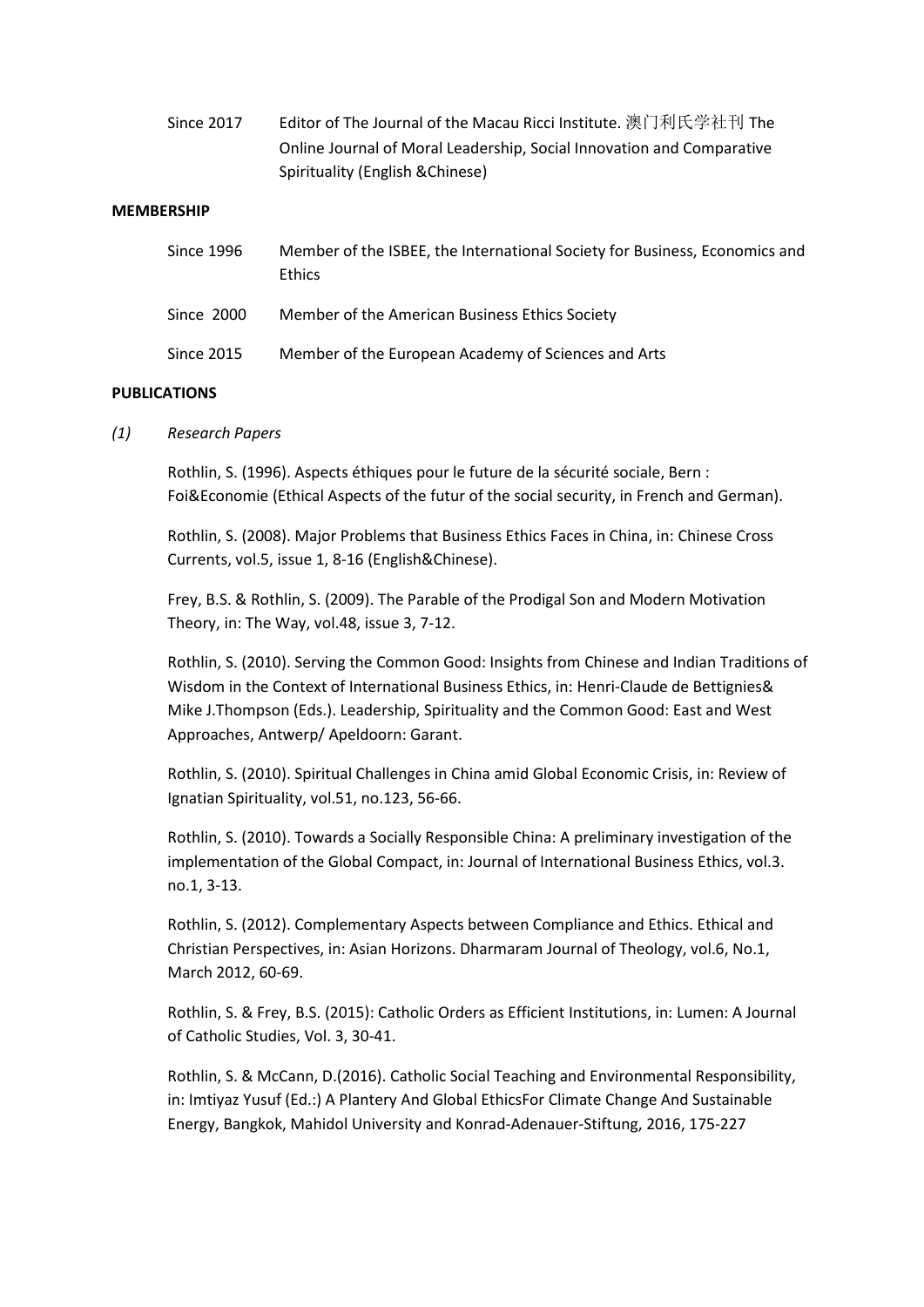| | |
|---|---|
| Since 2017 | Editor of The Journal of the Macau Ricci Institute. 澳门利氏学社刊 The Online Journal of Moral Leadership, Social Innovation and Comparative Spirituality (English &Chinese) |

**MEMBERSHIP**

| | |
|---|---|
| Since 1996 | Member of the ISBEE, the International Society for Business, Economics and Ethics |
| Since 2000 | Member of the American Business Ethics Society |
| Since 2015 | Member of the European Academy of Sciences and Arts |

**PUBLICATIONS**

*(1) Research Papers*

Rothlin, S. (1996). Aspects éthiques pour le future de la sécurité sociale, Bern : Foi&Economie (Ethical Aspects of the futur of the social security, in French and German).

Rothlin, S. (2008). Major Problems that Business Ethics Faces in China, in: Chinese Cross Currents, vol.5, issue 1, 8-16 (English&Chinese).

Frey, B.S. & Rothlin, S. (2009). The Parable of the Prodigal Son and Modern Motivation Theory, in: The Way, vol.48, issue 3, 7-12.

Rothlin, S. (2010). Serving the Common Good: Insights from Chinese and Indian Traditions of Wisdom in the Context of International Business Ethics, in: Henri-Claude de Bettignies& Mike J.Thompson (Eds.). Leadership, Spirituality and the Common Good: East and West Approaches, Antwerp/ Apeldoorn: Garant.

Rothlin, S. (2010). Spiritual Challenges in China amid Global Economic Crisis, in: Review of Ignatian Spirituality, vol.51, no.123, 56-66.

Rothlin, S. (2010). Towards a Socially Responsible China: A preliminary investigation of the implementation of the Global Compact, in: Journal of International Business Ethics, vol.3. no.1, 3-13.

Rothlin, S. (2012). Complementary Aspects between Compliance and Ethics. Ethical and Christian Perspectives, in: Asian Horizons. Dharmaram Journal of Theology, vol.6, No.1, March 2012, 60-69.

Rothlin, S. & Frey, B.S. (2015): Catholic Orders as Efficient Institutions, in: Lumen: A Journal of Catholic Studies, Vol. 3, 30-41.

Rothlin, S. & McCann, D.(2016). Catholic Social Teaching and Environmental Responsibility, in: Imtiyaz Yusuf (Ed.:) A Plantery And Global EthicsFor Climate Change And Sustainable Energy, Bangkok, Mahidol University and Konrad-Adenauer-Stiftung, 2016, 175-227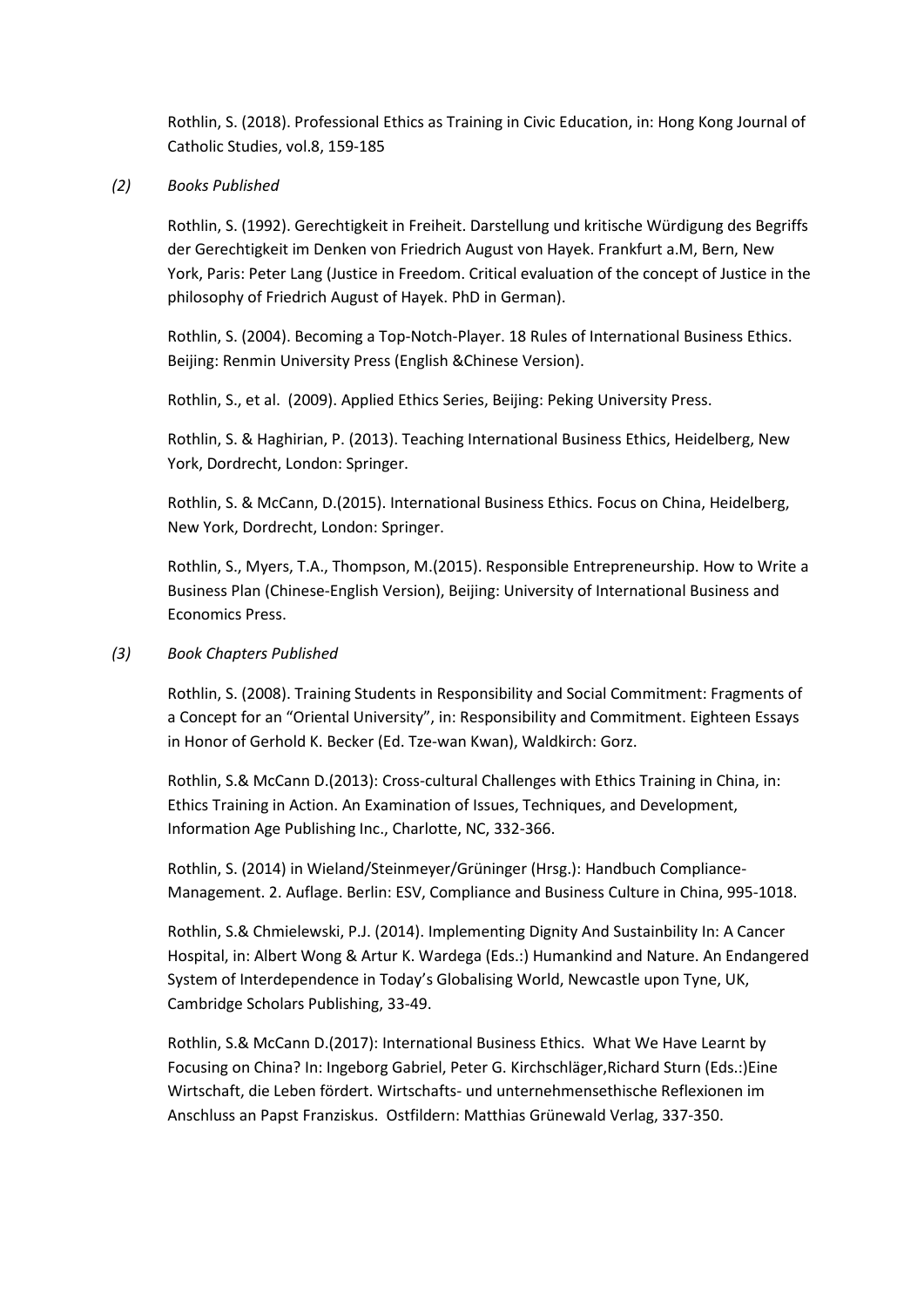Rothlin, S. (2018). Professional Ethics as Training in Civic Education, in: Hong Kong Journal of Catholic Studies, vol.8, 159-185

*(2) Books Published*

Rothlin, S. (1992). Gerechtigkeit in Freiheit. Darstellung und kritische Würdigung des Begriffs der Gerechtigkeit im Denken von Friedrich August von Hayek. Frankfurt a.M, Bern, New York, Paris: Peter Lang (Justice in Freedom. Critical evaluation of the concept of Justice in the philosophy of Friedrich August of Hayek. PhD in German).

Rothlin, S. (2004). Becoming a Top-Notch-Player. 18 Rules of International Business Ethics. Beijing: Renmin University Press (English &Chinese Version).

Rothlin, S., et al. (2009). Applied Ethics Series, Beijing: Peking University Press.

Rothlin, S. & Haghirian, P. (2013). Teaching International Business Ethics, Heidelberg, New York, Dordrecht, London: Springer.

Rothlin, S. & McCann, D.(2015). International Business Ethics. Focus on China, Heidelberg, New York, Dordrecht, London: Springer.

Rothlin, S., Myers, T.A., Thompson, M.(2015). Responsible Entrepreneurship. How to Write a Business Plan (Chinese-English Version), Beijing: University of International Business and Economics Press.

*(3) Book Chapters Published*

Rothlin, S. (2008). Training Students in Responsibility and Social Commitment: Fragments of a Concept for an "Oriental University", in: Responsibility and Commitment. Eighteen Essays in Honor of Gerhold K. Becker (Ed. Tze-wan Kwan), Waldkirch: Gorz.

Rothlin, S.& McCann D.(2013): Cross-cultural Challenges with Ethics Training in China, in: Ethics Training in Action. An Examination of Issues, Techniques, and Development, Information Age Publishing Inc., Charlotte, NC, 332-366.

Rothlin, S. (2014) in Wieland/Steinmeyer/Grüninger (Hrsg.): Handbuch Compliance-Management. 2. Auflage. Berlin: ESV, Compliance and Business Culture in China, 995-1018.

Rothlin, S.& Chmielewski, P.J. (2014). Implementing Dignity And Sustainbility In: A Cancer Hospital, in: Albert Wong & Artur K. Wardega (Eds.:) Humankind and Nature. An Endangered System of Interdependence in Today's Globalising World, Newcastle upon Tyne, UK, Cambridge Scholars Publishing, 33-49.

Rothlin, S.& McCann D.(2017): International Business Ethics. What We Have Learnt by Focusing on China? In: Ingeborg Gabriel, Peter G. Kirchschläger,Richard Sturn (Eds.:)Eine Wirtschaft, die Leben fördert. Wirtschafts- und unternehmensethische Reflexionen im Anschluss an Papst Franziskus. Ostfildern: Matthias Grünewald Verlag, 337-350.